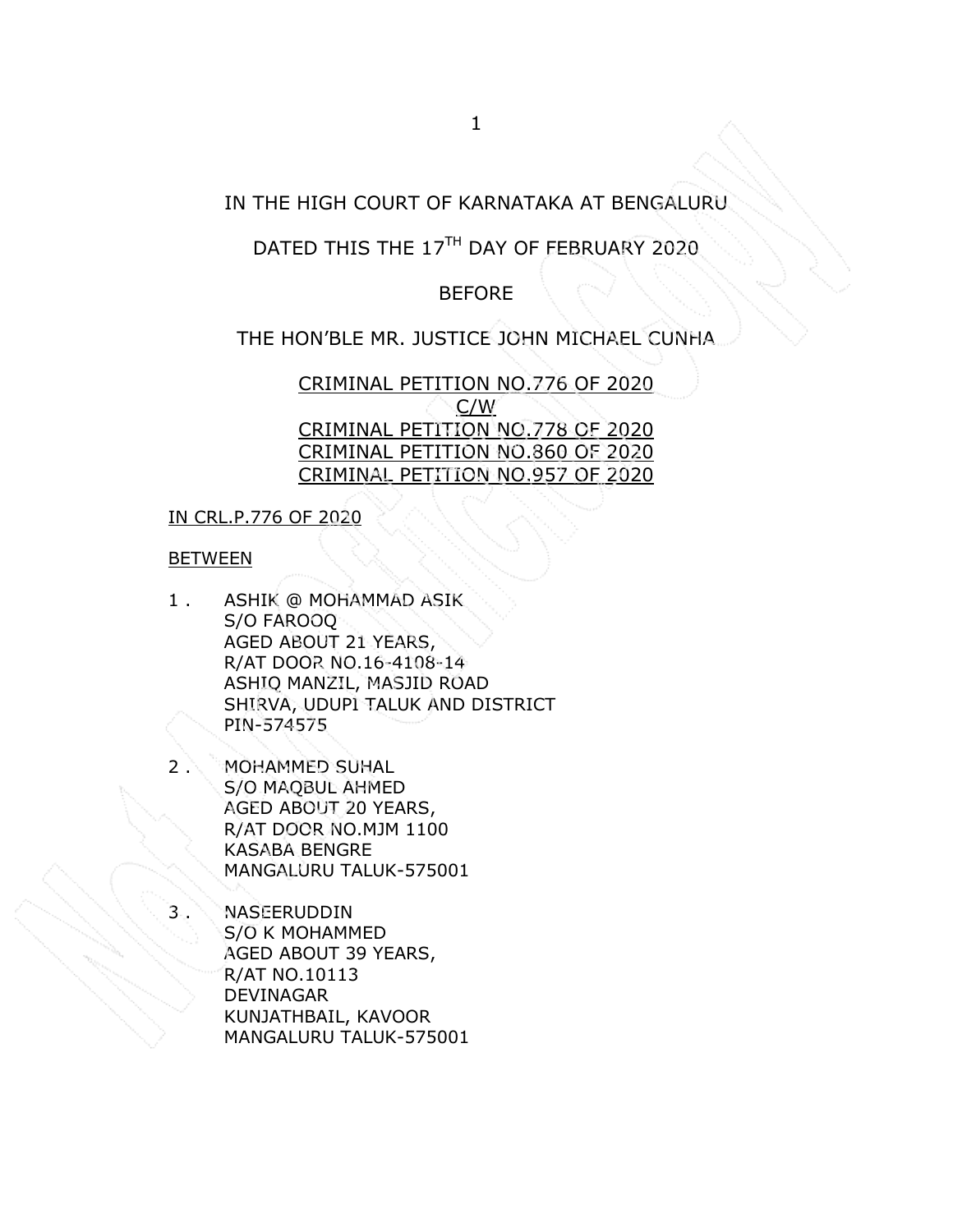IN THE HIGH COURT OF KARNATAKA AT BENGALURU

DATED THIS THE 17TH DAY OF FEBRUARY 2020

BEFORE

THE HON'BLE MR. JUSTICE JOHN MICHAEL CUNHA

CRIMINAL PETITION NO.776 OF 2020
C/W
CRIMINAL PETITION NO.778 OF 2020
CRIMINAL PETITION NO.860 OF 2020
CRIMINAL PETITION NO.957 OF 2020

IN CRL.P.776 OF 2020

BETWEEN

1 . ASHIK @ MOHAMMAD ASIK
S/O FAROOQ
AGED ABOUT 21 YEARS,
R/AT DOOR NO.16-4108-14
ASHIQ MANZIL, MASJID ROAD
SHIRVA, UDUPI TALUK AND DISTRICT
PIN-574575

2 . MOHAMMED SUHAL
S/O MAQBUL AHMED
AGED ABOUT 20 YEARS,
R/AT DOOR NO.MJM 1100
KASABA BENGRE
MANGALURU TALUK-575001

3 . NASEERUDDIN
S/O K MOHAMMED
AGED ABOUT 39 YEARS,
R/AT NO.10113
DEVINAGAR
KUNJATHBAIL, KAVOOR
MANGALURU TALUK-575001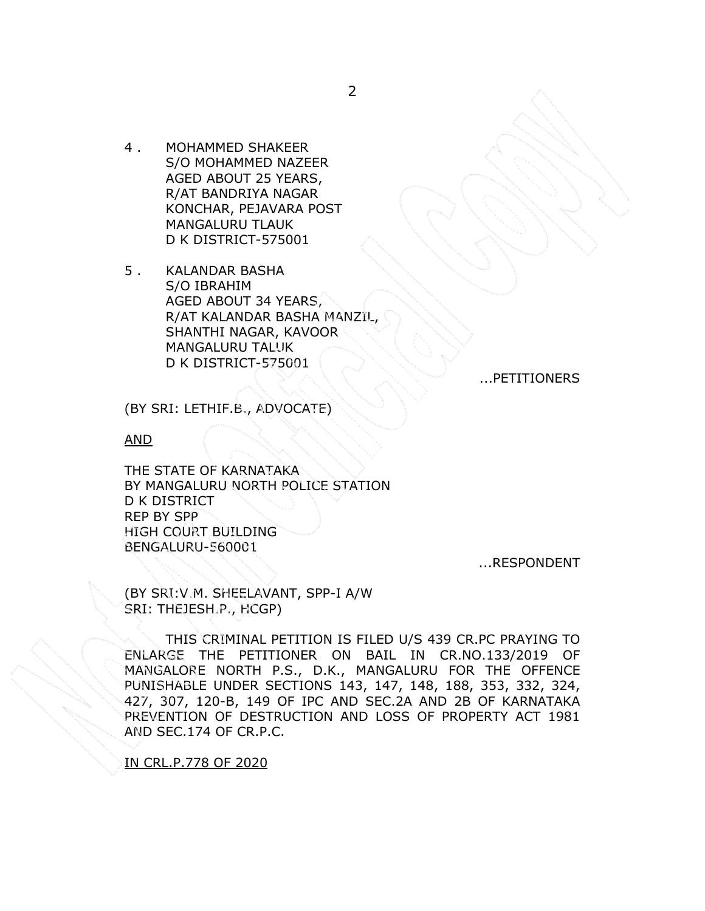4 . MOHAMMED SHAKEER
S/O MOHAMMED NAZEER
AGED ABOUT 25 YEARS,
R/AT BANDRIYA NAGAR
KONCHAR, PEJAVARA POST
MANGALURU TLAUK
D K DISTRICT-575001

5 . KALANDAR BASHA
S/O IBRAHIM
AGED ABOUT 34 YEARS,
R/AT KALANDAR BASHA MANZIL,
SHANTHI NAGAR, KAVOOR
MANGALURU TALUK
D K DISTRICT-575001

...PETITIONERS

(BY SRI: LETHIF.B., ADVOCATE)

AND

THE STATE OF KARNATAKA
BY MANGALURU NORTH POLICE STATION
D K DISTRICT
REP BY SPP
HIGH COURT BUILDING
BENGALURU-560001

...RESPONDENT

(BY SRI:V.M. SHEELAVANT, SPP-I A/W
SRI: THEJESH.P., HCGP)

THIS CRIMINAL PETITION IS FILED U/S 439 CR.PC PRAYING TO ENLARGE THE PETITIONER ON BAIL IN CR.NO.133/2019 OF MANGALORE NORTH P.S., D.K., MANGALURU FOR THE OFFENCE PUNISHABLE UNDER SECTIONS 143, 147, 148, 188, 353, 332, 324, 427, 307, 120-B, 149 OF IPC AND SEC.2A AND 2B OF KARNATAKA PREVENTION OF DESTRUCTION AND LOSS OF PROPERTY ACT 1981 AND SEC.174 OF CR.P.C.

IN CRL.P.778 OF 2020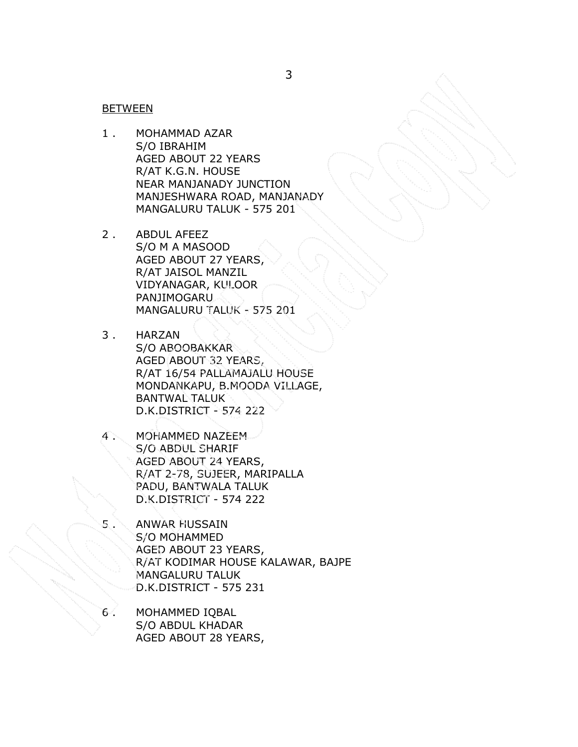BETWEEN

1 . MOHAMMAD AZAR
S/O IBRAHIM
AGED ABOUT 22 YEARS
R/AT K.G.N. HOUSE
NEAR MANJANADY JUNCTION
MANJESHWARA ROAD, MANJANADY
MANGALURU TALUK - 575 201

2 . ABDUL AFEEZ
S/O M A MASOOD
AGED ABOUT 27 YEARS,
R/AT JAISOL MANZIL
VIDYANAGAR, KULOOR
PANJIMOGARU
MANGALURU TALUK - 575 201

3 . HARZAN
S/O ABOOBAKKAR
AGED ABOUT 32 YEARS,
R/AT 16/54 PALLAMAJALU HOUSE
MONDANKAPU, B.MOODA VILLAGE,
BANTWAL TALUK
D.K.DISTRICT - 574 222

4 . MOHAMMED NAZEEM
S/O ABDUL SHARIF
AGED ABOUT 24 YEARS,
R/AT 2-78, SUJEER, MARIPALLA
PADU, BANTWALA TALUK
D.K.DISTRICT - 574 222

5 . ANWAR HUSSAIN
S/O MOHAMMED
AGED ABOUT 23 YEARS,
R/AT KODIMAR HOUSE KALAWAR, BAJPE
MANGALURU TALUK
D.K.DISTRICT - 575 231

6 . MOHAMMED IQBAL
S/O ABDUL KHADAR
AGED ABOUT 28 YEARS,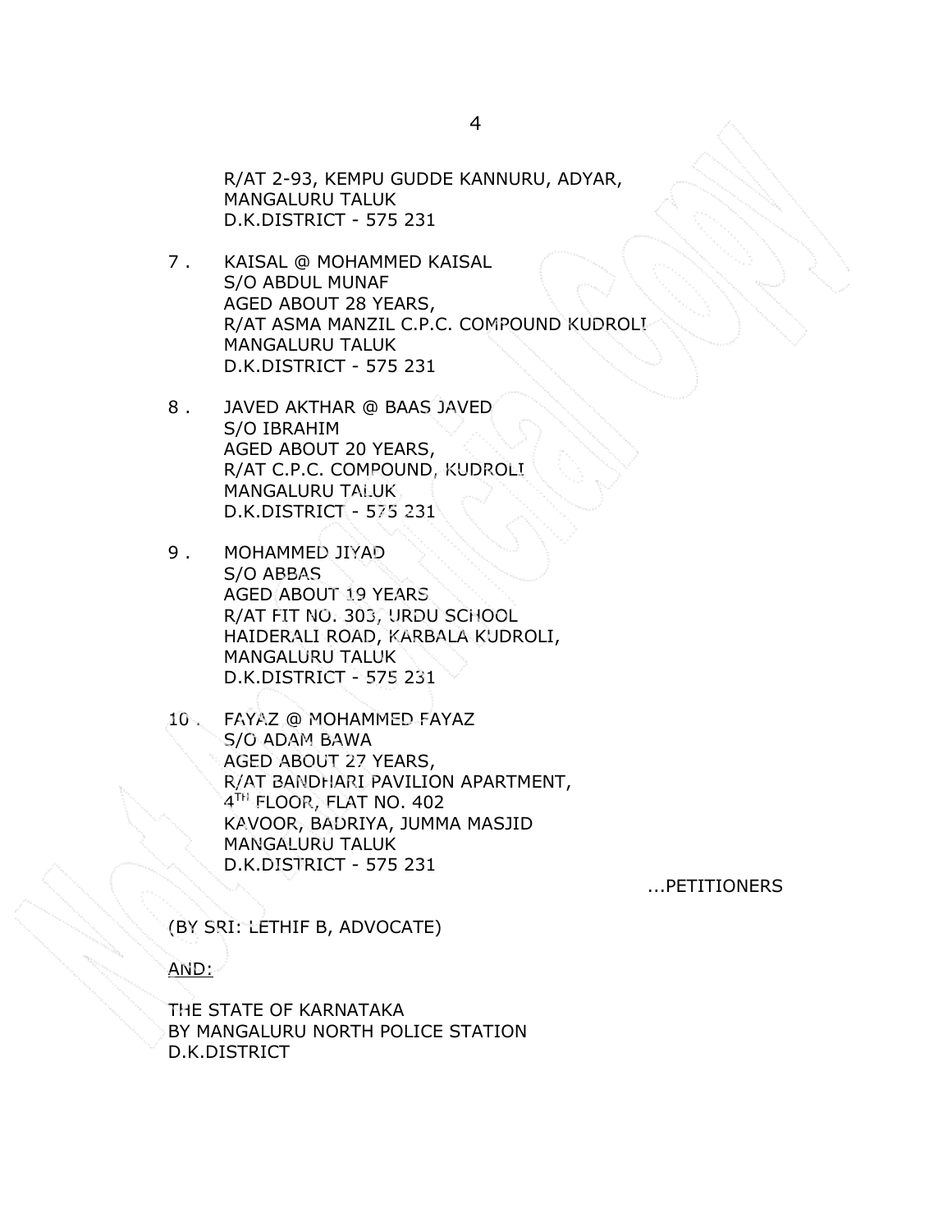R/AT 2-93, KEMPU GUDDE KANNURU, ADYAR,
MANGALURU TALUK
D.K.DISTRICT - 575 231

7. KAISAL @ MOHAMMED KAISAL
S/O ABDUL MUNAF
AGED ABOUT 28 YEARS,
R/AT ASMA MANZIL C.P.C. COMPOUND KUDROLI
MANGALURU TALUK
D.K.DISTRICT - 575 231

8. JAVED AKTHAR @ BAAS JAVED
S/O IBRAHIM
AGED ABOUT 20 YEARS,
R/AT C.P.C. COMPOUND, KUDROLI
MANGALURU TALUK
D.K.DISTRICT - 575 231

9. MOHAMMED JIYAD
S/O ABBAS
AGED ABOUT 19 YEARS
R/AT FIT NO. 303, URDU SCHOOL
HAIDERALI ROAD, KARBALA KUDROLI,
MANGALURU TALUK
D.K.DISTRICT - 575 231

10. FAYAZ @ MOHAMMED FAYAZ
S/O ADAM BAWA
AGED ABOUT 27 YEARS,
R/AT BANDHARI PAVILION APARTMENT,
4TH FLOOR, FLAT NO. 402
KAVOOR, BADRIYA, JUMMA MASJID
MANGALURU TALUK
D.K.DISTRICT - 575 231

...PETITIONERS

(BY SRI: LETHIF B, ADVOCATE)

AND:

THE STATE OF KARNATAKA
BY MANGALURU NORTH POLICE STATION
D.K.DISTRICT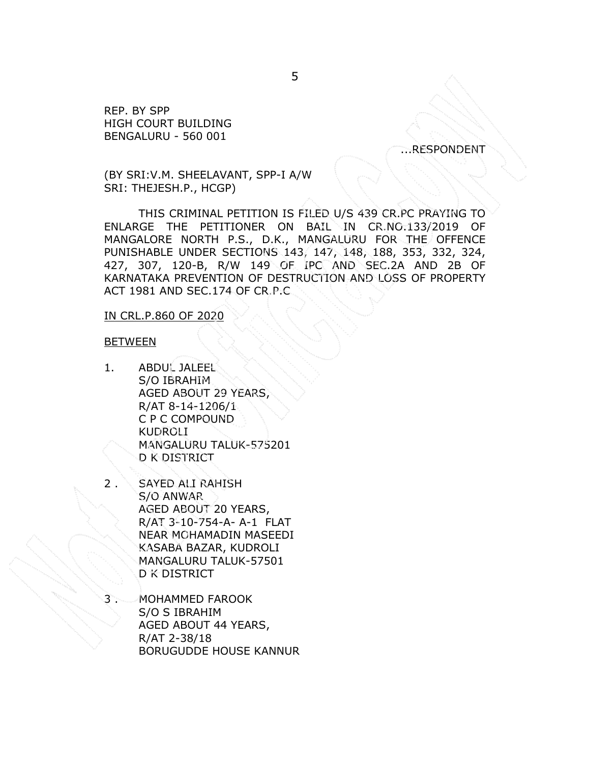REP. BY SPP
HIGH COURT BUILDING
BENGALURU - 560 001

...RESPONDENT

(BY SRI:V.M. SHEELAVANT, SPP-I A/W
SRI: THEJESH.P., HCGP)

THIS CRIMINAL PETITION IS FILED U/S 439 CR.PC PRAYING TO ENLARGE THE PETITIONER ON BAIL IN CR.NO.133/2019 OF MANGALORE NORTH P.S., D.K., MANGALURU FOR THE OFFENCE PUNISHABLE UNDER SECTIONS 143, 147, 148, 188, 353, 332, 324, 427, 307, 120-B, R/W 149 OF IPC AND SEC.2A AND 2B OF KARNATAKA PREVENTION OF DESTRUCTION AND LOSS OF PROPERTY ACT 1981 AND SEC.174 OF CR.P.C

IN CRL.P.860 OF 2020

BETWEEN

1. ABDUL JALEEL
   S/O IBRAHIM
   AGED ABOUT 29 YEARS,
   R/AT 8-14-1206/1
   C P C COMPOUND
   KUDROLI
   MANGALURU TALUK-575201
   D K DISTRICT

2. SAYED ALI RAHISH
   S/O ANWAR
   AGED ABOUT 20 YEARS,
   R/AT 3-10-754-A- A-1 FLAT
   NEAR MOHAMADIN MASEEDI
   KASABA BAZAR, KUDROLI
   MANGALURU TALUK-57501
   D K DISTRICT

3. MOHAMMED FAROOK
   S/O S IBRAHIM
   AGED ABOUT 44 YEARS,
   R/AT 2-38/18
   BORUGUDDE HOUSE KANNUR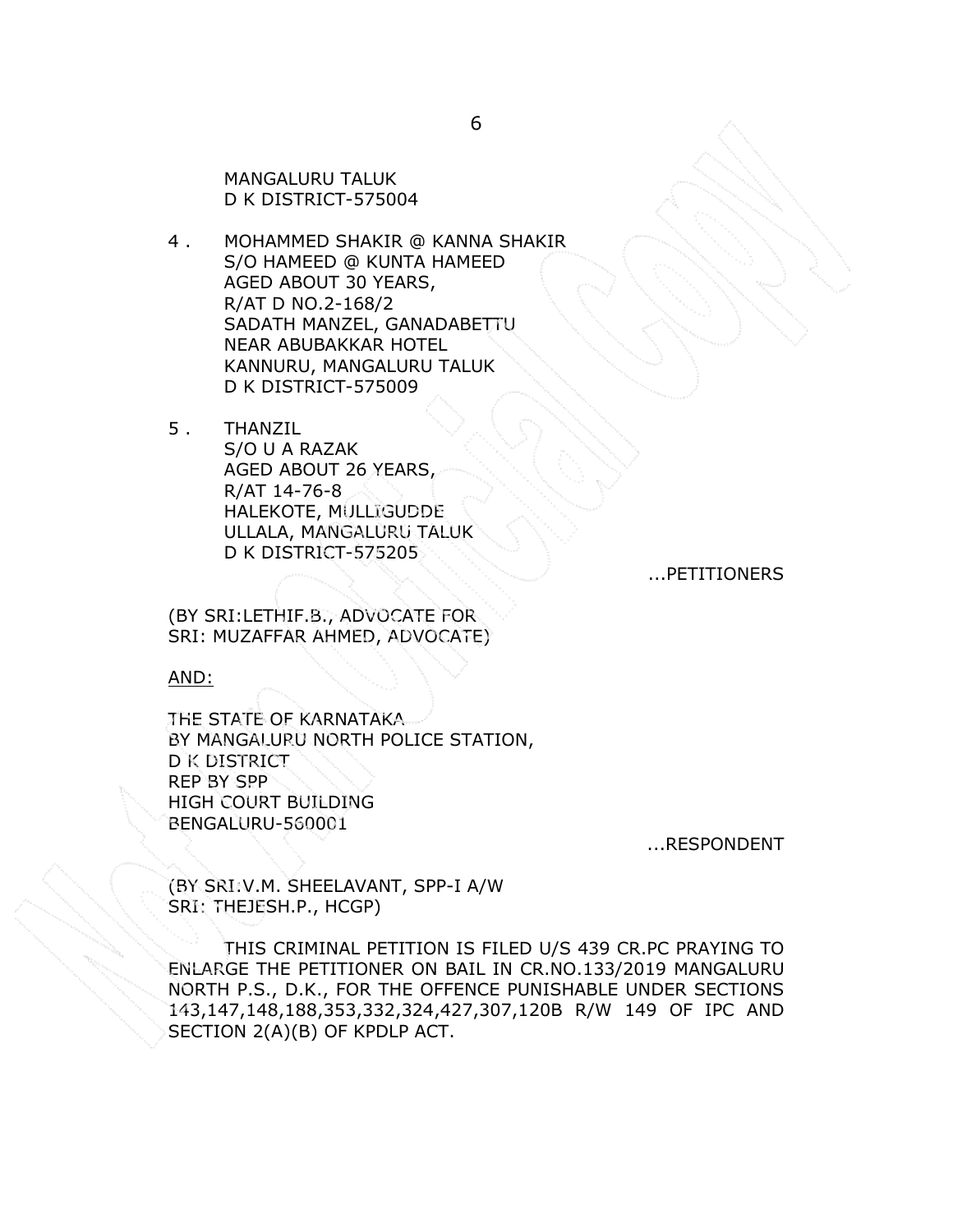MANGALURU TALUK
D K DISTRICT-575004

4 . MOHAMMED SHAKIR @ KANNA SHAKIR
S/O HAMEED @ KUNTA HAMEED
AGED ABOUT 30 YEARS,
R/AT D NO.2-168/2
SADATH MANZEL, GANADABETTU
NEAR ABUBAKKAR HOTEL
KANNURU, MANGALURU TALUK
D K DISTRICT-575009

5 . THANZIL
S/O U A RAZAK
AGED ABOUT 26 YEARS,
R/AT 14-76-8
HALEKOTE, MULLIGUDDE
ULLALA, MANGALURU TALUK
D K DISTRICT-575205

...PETITIONERS

(BY SRI:LETHIF.B., ADVOCATE FOR
SRI: MUZAFFAR AHMED, ADVOCATE)

AND:

THE STATE OF KARNATAKA
BY MANGALURU NORTH POLICE STATION,
D K DISTRICT
REP BY SPP
HIGH COURT BUILDING
BENGALURU-560001

...RESPONDENT

(BY SRI:V.M. SHEELAVANT, SPP-I A/W
SRI: THEJESH.P., HCGP)

THIS CRIMINAL PETITION IS FILED U/S 439 CR.PC PRAYING TO ENLARGE THE PETITIONER ON BAIL IN CR.NO.133/2019 MANGALURU NORTH P.S., D.K., FOR THE OFFENCE PUNISHABLE UNDER SECTIONS 143,147,148,188,353,332,324,427,307,120B R/W 149 OF IPC AND SECTION 2(A)(B) OF KPDLP ACT.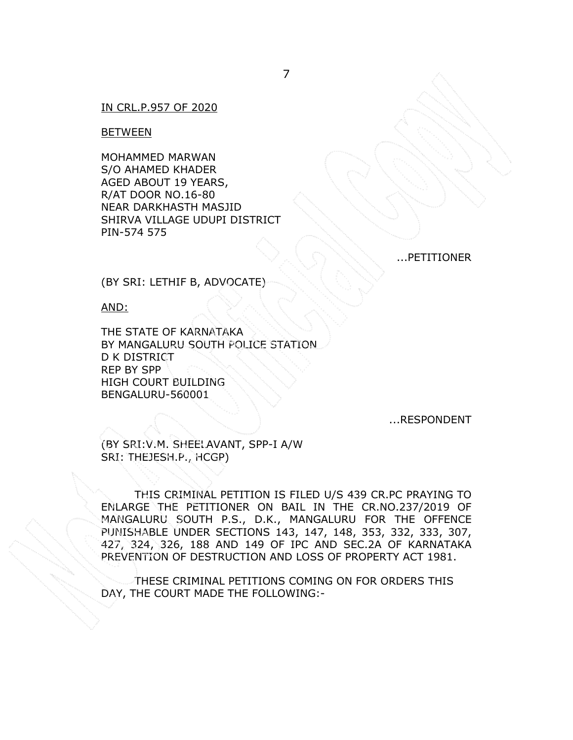IN CRL.P.957 OF 2020

BETWEEN

MOHAMMED MARWAN
S/O AHAMED KHADER
AGED ABOUT 19 YEARS,
R/AT DOOR NO.16-80
NEAR DARKHASTH MASJID
SHIRVA VILLAGE UDUPI DISTRICT
PIN-574 575

...PETITIONER

(BY SRI: LETHIF B, ADVOCATE)

AND:

THE STATE OF KARNATAKA
BY MANGALURU SOUTH POLICE STATION
D K DISTRICT
REP BY SPP
HIGH COURT BUILDING
BENGALURU-560001

...RESPONDENT

(BY SRI:V.M. SHEELAVANT, SPP-I A/W
SRI: THEJESH.P., HCGP)

THIS CRIMINAL PETITION IS FILED U/S 439 CR.PC PRAYING TO ENLARGE THE PETITIONER ON BAIL IN THE CR.NO.237/2019 OF MANGALURU SOUTH P.S., D.K., MANGALURU FOR THE OFFENCE PUNISHABLE UNDER SECTIONS 143, 147, 148, 353, 332, 333, 307, 427, 324, 326, 188 AND 149 OF IPC AND SEC.2A OF KARNATAKA PREVENTION OF DESTRUCTION AND LOSS OF PROPERTY ACT 1981.

THESE CRIMINAL PETITIONS COMING ON FOR ORDERS THIS DAY, THE COURT MADE THE FOLLOWING:-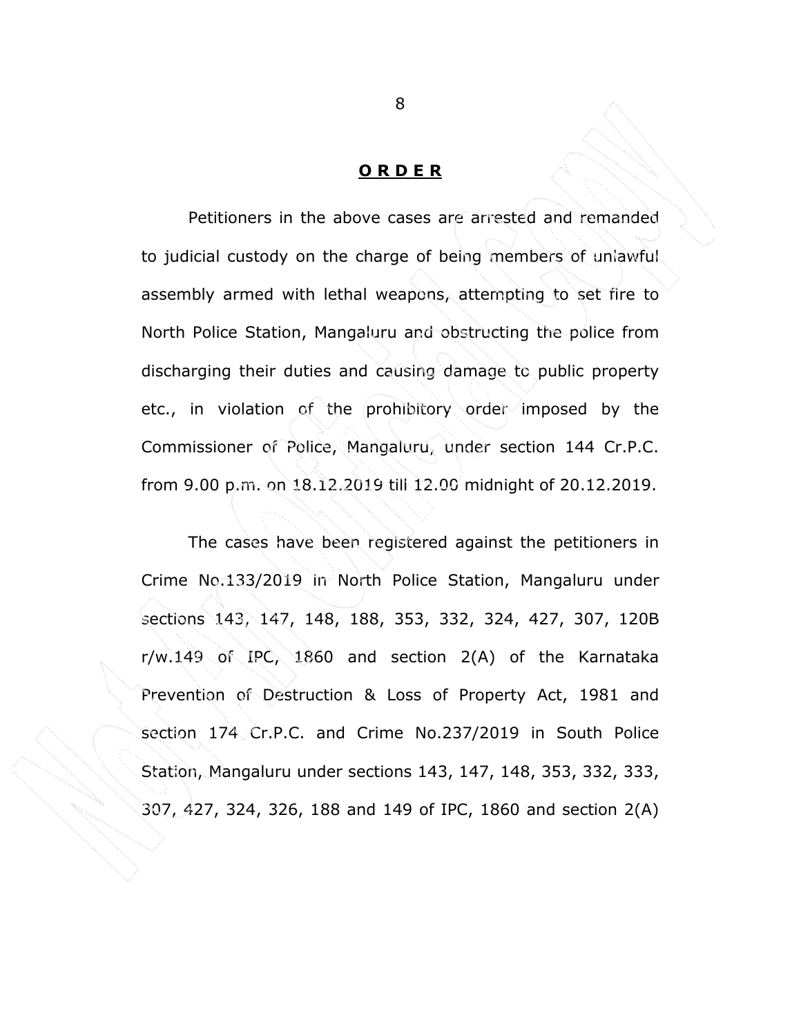**O R D E R**

Petitioners in the above cases are arrested and remanded to judicial custody on the charge of being members of unlawful assembly armed with lethal weapons, attempting to set fire to North Police Station, Mangaluru and obstructing the police from discharging their duties and causing damage to public property etc., in violation of the prohibitory order imposed by the Commissioner of Police, Mangaluru, under section 144 Cr.P.C. from 9.00 p.m. on 18.12.2019 till 12.00 midnight of 20.12.2019.

The cases have been registered against the petitioners in Crime No.133/2019 in North Police Station, Mangaluru under sections 143, 147, 148, 188, 353, 332, 324, 427, 307, 120B r/w.149 of IPC, 1860 and section 2(A) of the Karnataka Prevention of Destruction & Loss of Property Act, 1981 and section 174 Cr.P.C. and Crime No.237/2019 in South Police Station, Mangaluru under sections 143, 147, 148, 353, 332, 333, 307, 427, 324, 326, 188 and 149 of IPC, 1860 and section 2(A)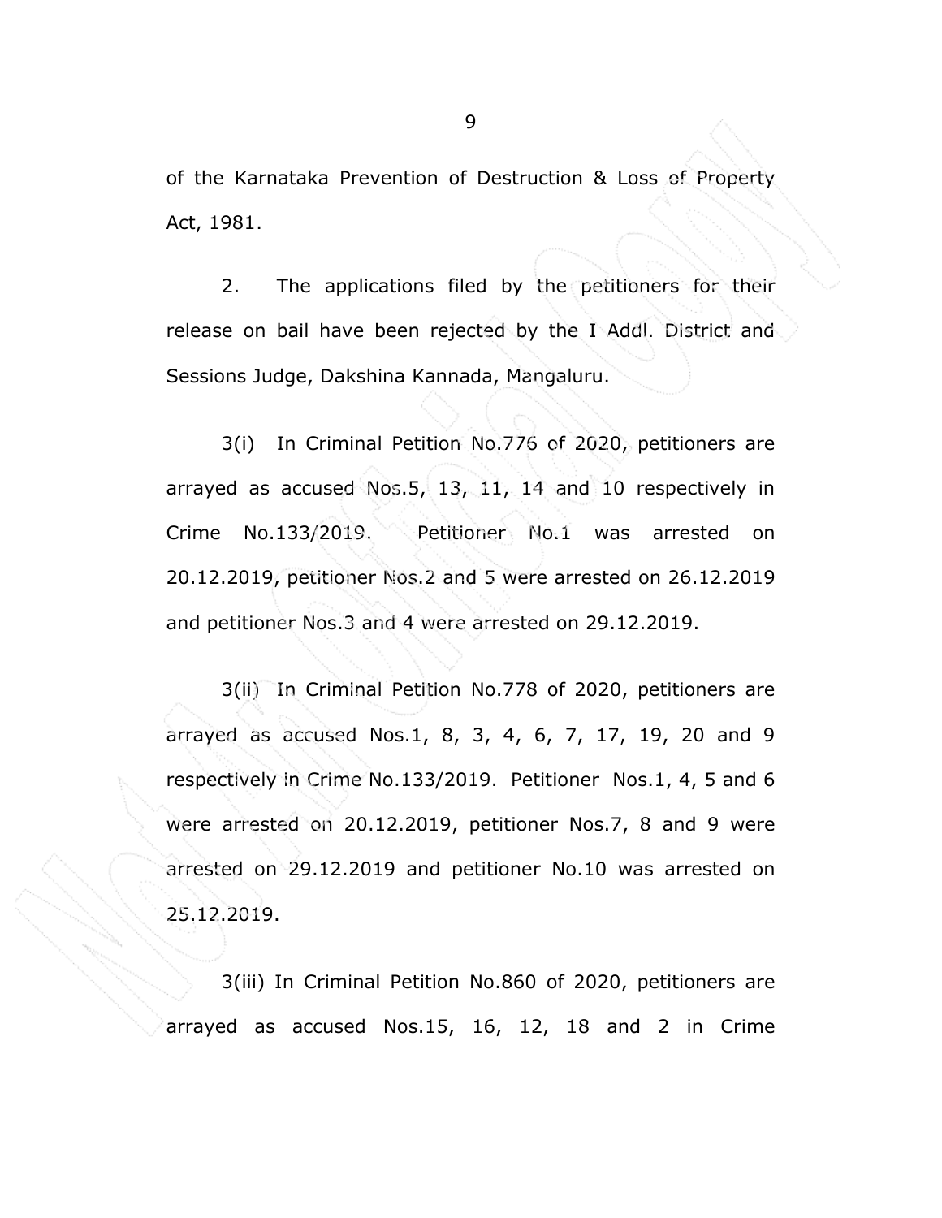of the Karnataka Prevention of Destruction & Loss of Property Act, 1981.

2. The applications filed by the petitioners for their release on bail have been rejected by the I Addl. District and Sessions Judge, Dakshina Kannada, Mangaluru.

3(i) In Criminal Petition No.776 of 2020, petitioners are arrayed as accused Nos.5, 13, 11, 14 and 10 respectively in Crime No.133/2019. Petitioner No.1 was arrested on 20.12.2019, petitioner Nos.2 and 5 were arrested on 26.12.2019 and petitioner Nos.3 and 4 were arrested on 29.12.2019.

3(ii) In Criminal Petition No.778 of 2020, petitioners are arrayed as accused Nos.1, 8, 3, 4, 6, 7, 17, 19, 20 and 9 respectively in Crime No.133/2019. Petitioner Nos.1, 4, 5 and 6 were arrested on 20.12.2019, petitioner Nos.7, 8 and 9 were arrested on 29.12.2019 and petitioner No.10 was arrested on 25.12.2019.

3(iii) In Criminal Petition No.860 of 2020, petitioners are arrayed as accused Nos.15, 16, 12, 18 and 2 in Crime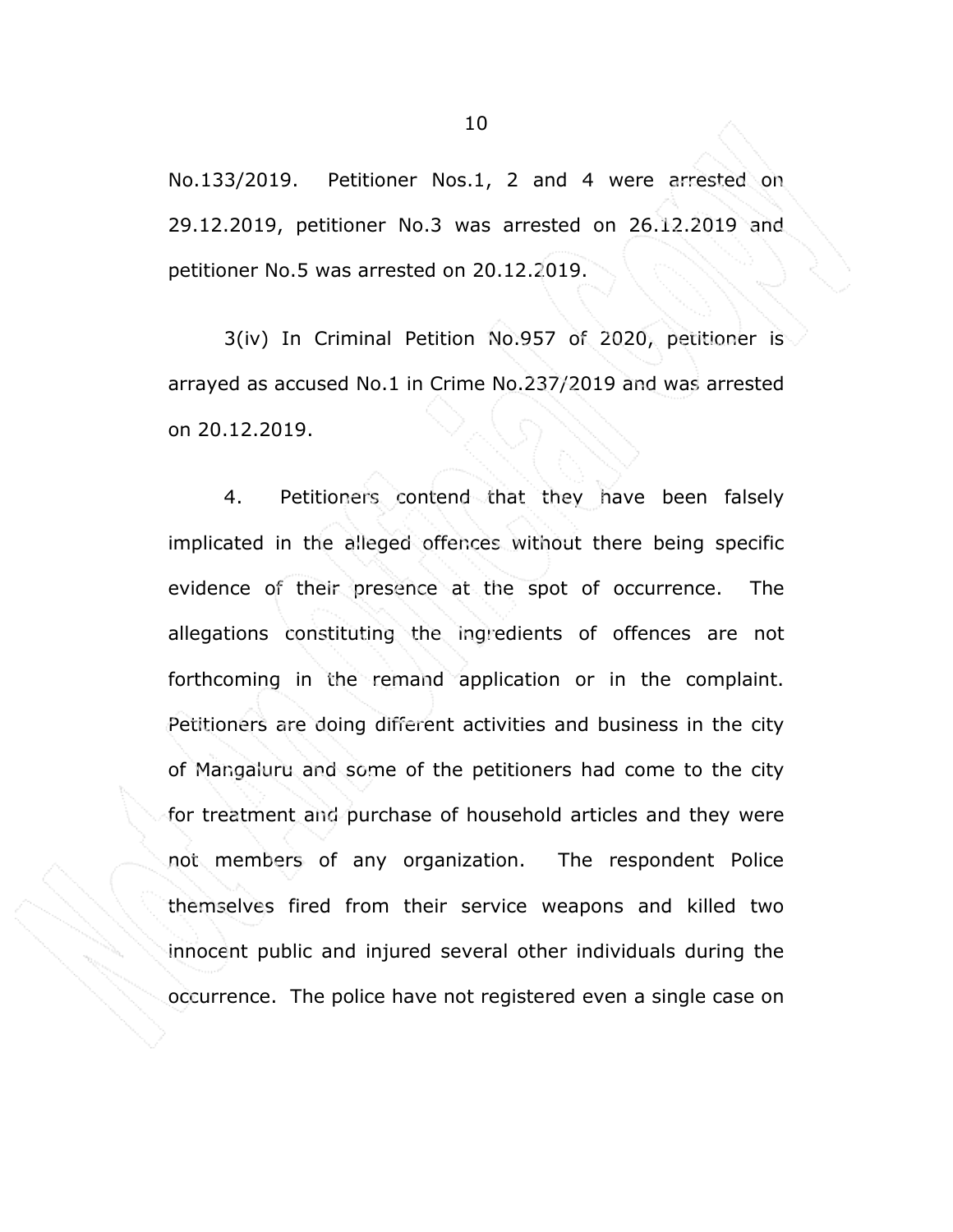No.133/2019. Petitioner Nos.1, 2 and 4 were arrested on 29.12.2019, petitioner No.3 was arrested on 26.12.2019 and petitioner No.5 was arrested on 20.12.2019.

3(iv) In Criminal Petition No.957 of 2020, petitioner is arrayed as accused No.1 in Crime No.237/2019 and was arrested on 20.12.2019.

4. Petitioners contend that they have been falsely implicated in the alleged offences without there being specific evidence of their presence at the spot of occurrence. The allegations constituting the ingredients of offences are not forthcoming in the remand application or in the complaint. Petitioners are doing different activities and business in the city of Mangaluru and some of the petitioners had come to the city for treatment and purchase of household articles and they were not members of any organization. The respondent Police themselves fired from their service weapons and killed two innocent public and injured several other individuals during the occurrence. The police have not registered even a single case on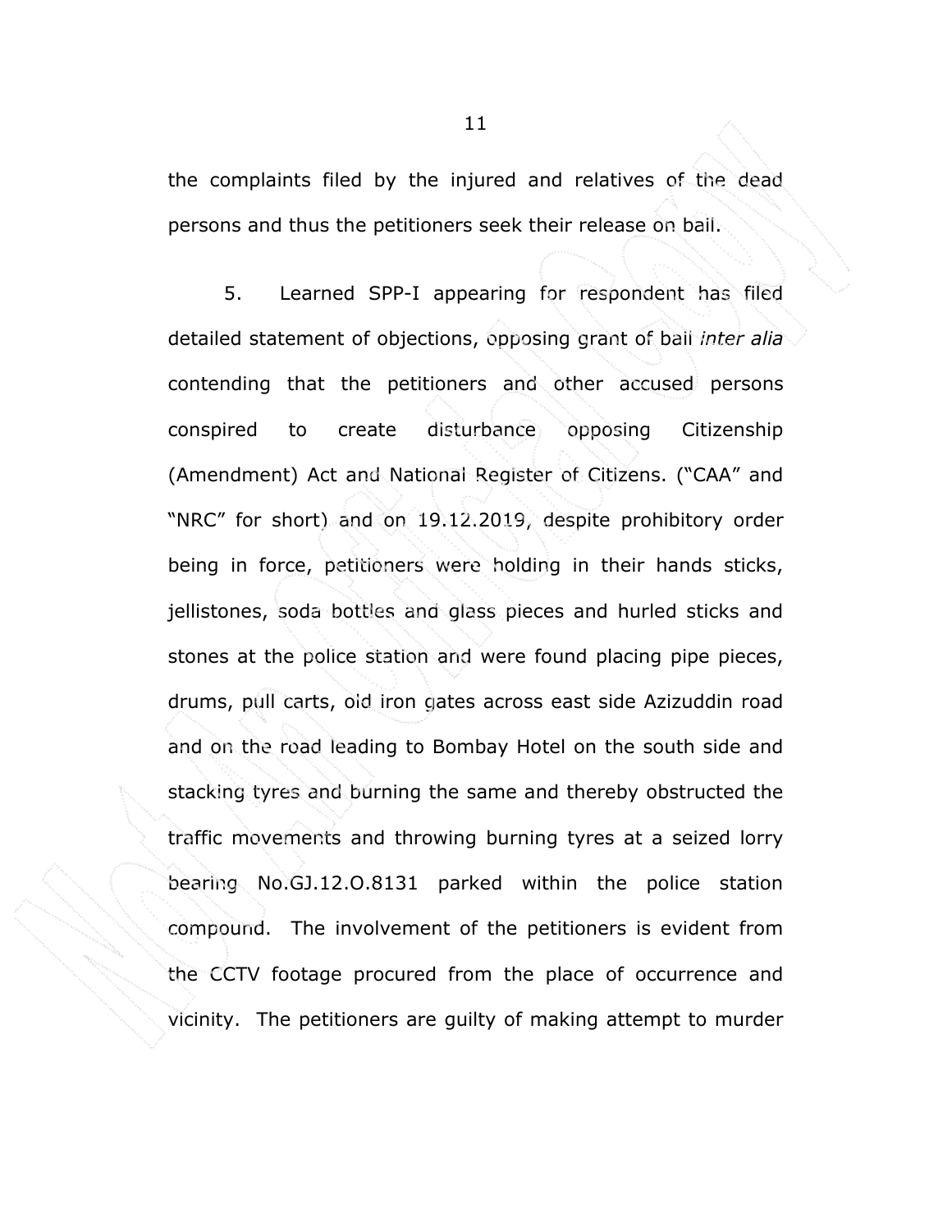the complaints filed by the injured and relatives of the dead persons and thus the petitioners seek their release on bail.

5. Learned SPP-I appearing for respondent has filed detailed statement of objections, opposing grant of bail *inter alia* contending that the petitioners and other accused persons conspired to create disturbance opposing Citizenship (Amendment) Act and National Register of Citizens. ("CAA" and "NRC" for short) and on 19.12.2019, despite prohibitory order being in force, petitioners were holding in their hands sticks, jellistones, soda bottles and glass pieces and hurled sticks and stones at the police station and were found placing pipe pieces, drums, pull carts, old iron gates across east side Azizuddin road and on the road leading to Bombay Hotel on the south side and stacking tyres and burning the same and thereby obstructed the traffic movements and throwing burning tyres at a seized lorry bearing No.GJ.12.O.8131 parked within the police station compound. The involvement of the petitioners is evident from the CCTV footage procured from the place of occurrence and vicinity. The petitioners are guilty of making attempt to murder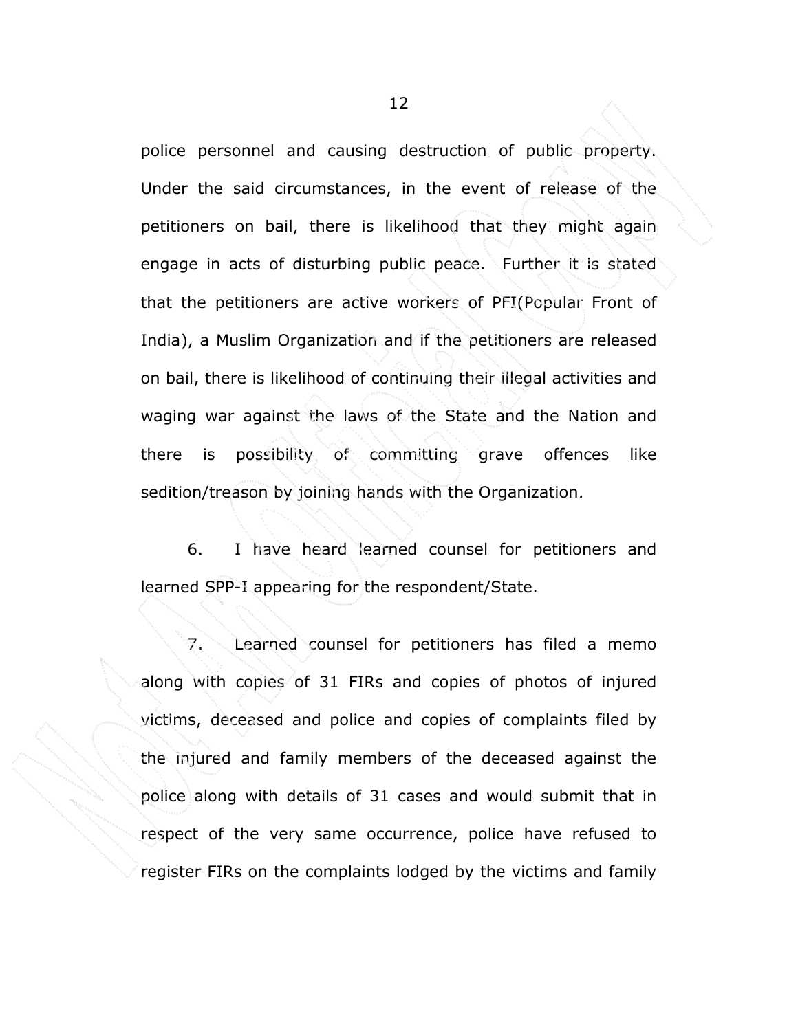police personnel and causing destruction of public property. Under the said circumstances, in the event of release of the petitioners on bail, there is likelihood that they might again engage in acts of disturbing public peace. Further it is stated that the petitioners are active workers of PFI(Popular Front of India), a Muslim Organization and if the petitioners are released on bail, there is likelihood of continuing their illegal activities and waging war against the laws of the State and the Nation and there is possibility of committing grave offences like sedition/treason by joining hands with the Organization.

6. I have heard learned counsel for petitioners and learned SPP-I appearing for the respondent/State.

7. Learned counsel for petitioners has filed a memo along with copies of 31 FIRs and copies of photos of injured victims, deceased and police and copies of complaints filed by the injured and family members of the deceased against the police along with details of 31 cases and would submit that in respect of the very same occurrence, police have refused to register FIRs on the complaints lodged by the victims and family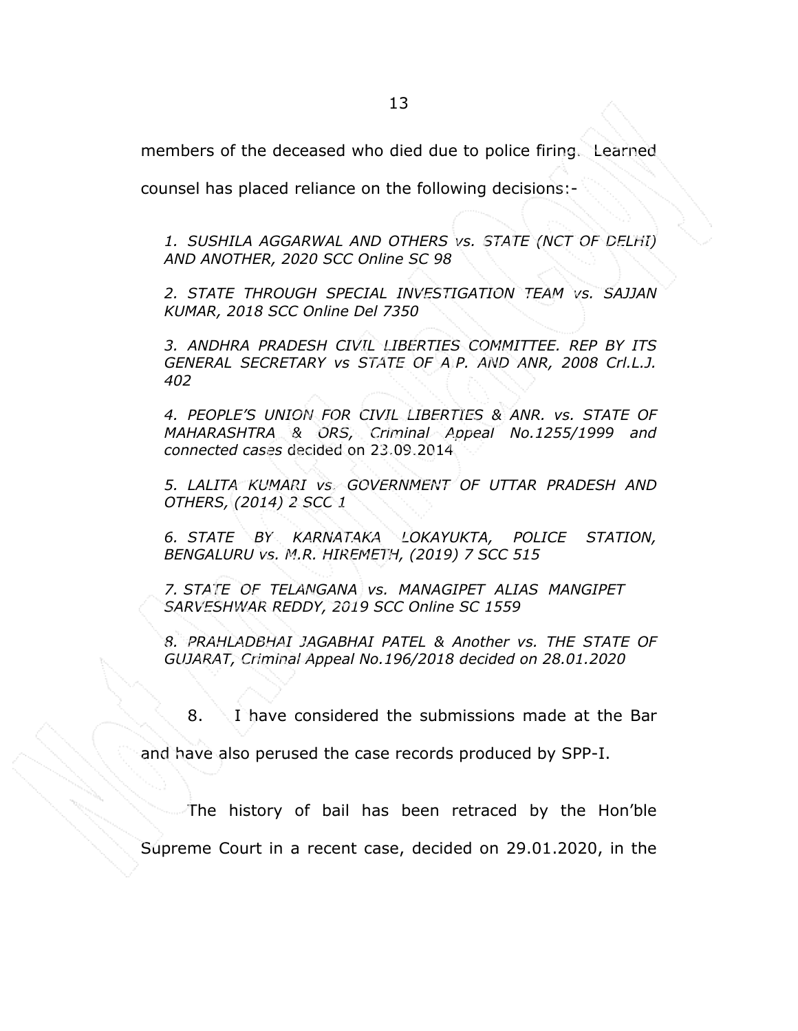members of the deceased who died due to police firing. Learned counsel has placed reliance on the following decisions:-

> *1. SUSHILA AGGARWAL AND OTHERS vs. STATE (NCT OF DELHI) AND ANOTHER, 2020 SCC Online SC 98*
>
> *2. STATE THROUGH SPECIAL INVESTIGATION TEAM vs. SAJJAN KUMAR, 2018 SCC Online Del 7350*
>
> *3. ANDHRA PRADESH CIVIL LIBERTIES COMMITTEE. REP BY ITS GENERAL SECRETARY vs STATE OF A.P. AND ANR, 2008 Crl.L.J. 402*
>
> *4. PEOPLE'S UNION FOR CIVIL LIBERTIES & ANR. vs. STATE OF MAHARASHTRA & ORS, Criminal Appeal No.1255/1999 and connected cases* decided on 23.09.2014
>
> *5. LALITA KUMARI vs. GOVERNMENT OF UTTAR PRADESH AND OTHERS, (2014) 2 SCC 1*
>
> *6. STATE BY KARNATAKA LOKAYUKTA, POLICE STATION, BENGALURU vs. M.R. HIREMETH, (2019) 7 SCC 515*
>
> *7. STATE OF TELANGANA vs. MANAGIPET ALIAS MANGIPET SARVESHWAR REDDY, 2019 SCC Online SC 1559*
>
> *8. PRAHLADBHAI JAGABHAI PATEL & Another vs. THE STATE OF GUJARAT, Criminal Appeal No.196/2018 decided on 28.01.2020*

8. I have considered the submissions made at the Bar and have also perused the case records produced by SPP-I.

The history of bail has been retraced by the Hon'ble Supreme Court in a recent case, decided on 29.01.2020, in the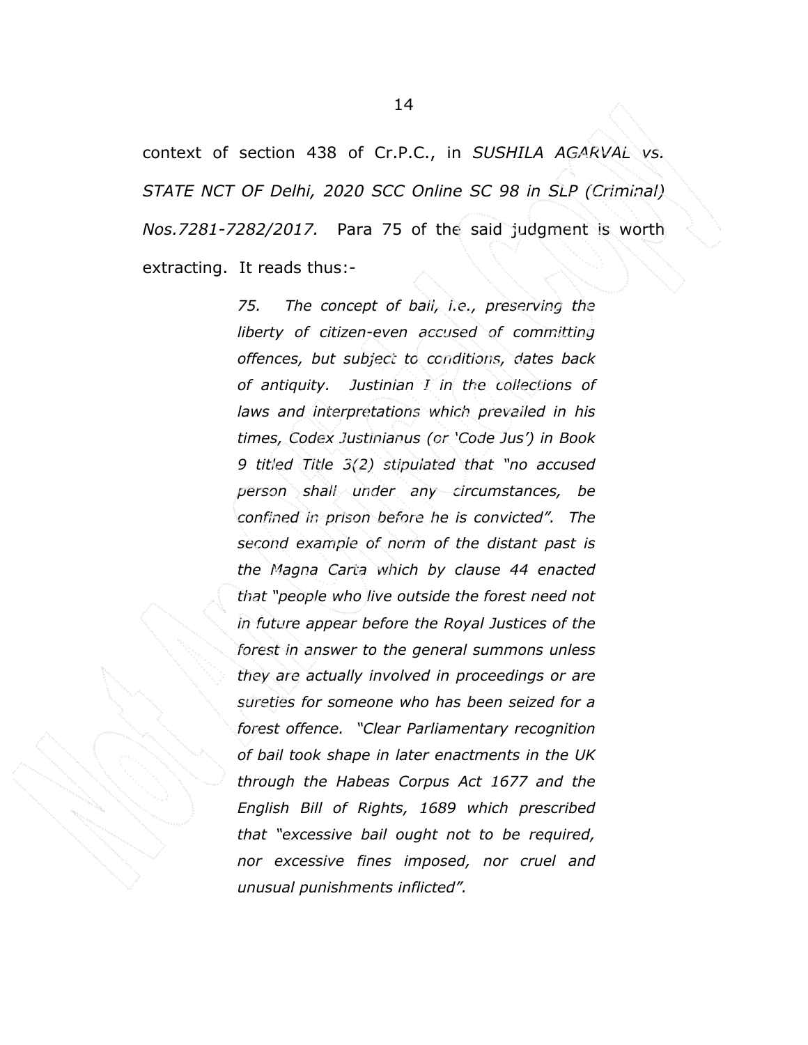context of section 438 of Cr.P.C., in *SUSHILA AGARVAL vs. STATE NCT OF Delhi, 2020 SCC Online SC 98 in SLP (Criminal) Nos.7281-7282/2017.* Para 75 of the said judgment is worth extracting. It reads thus:-

> *75. The concept of bail, i.e., preserving the liberty of citizen-even accused of committing offences, but subject to conditions, dates back of antiquity. Justinian I in the collections of laws and interpretations which prevailed in his times, Codex Justinianus (or 'Code Jus') in Book 9 titled Title 3(2) stipulated that "no accused person shall under any circumstances, be confined in prison before he is convicted". The second example of norm of the distant past is the Magna Carta which by clause 44 enacted that "people who live outside the forest need not in future appear before the Royal Justices of the forest in answer to the general summons unless they are actually involved in proceedings or are sureties for someone who has been seized for a forest offence. "Clear Parliamentary recognition of bail took shape in later enactments in the UK through the Habeas Corpus Act 1677 and the English Bill of Rights, 1689 which prescribed that "excessive bail ought not to be required, nor excessive fines imposed, nor cruel and unusual punishments inflicted".*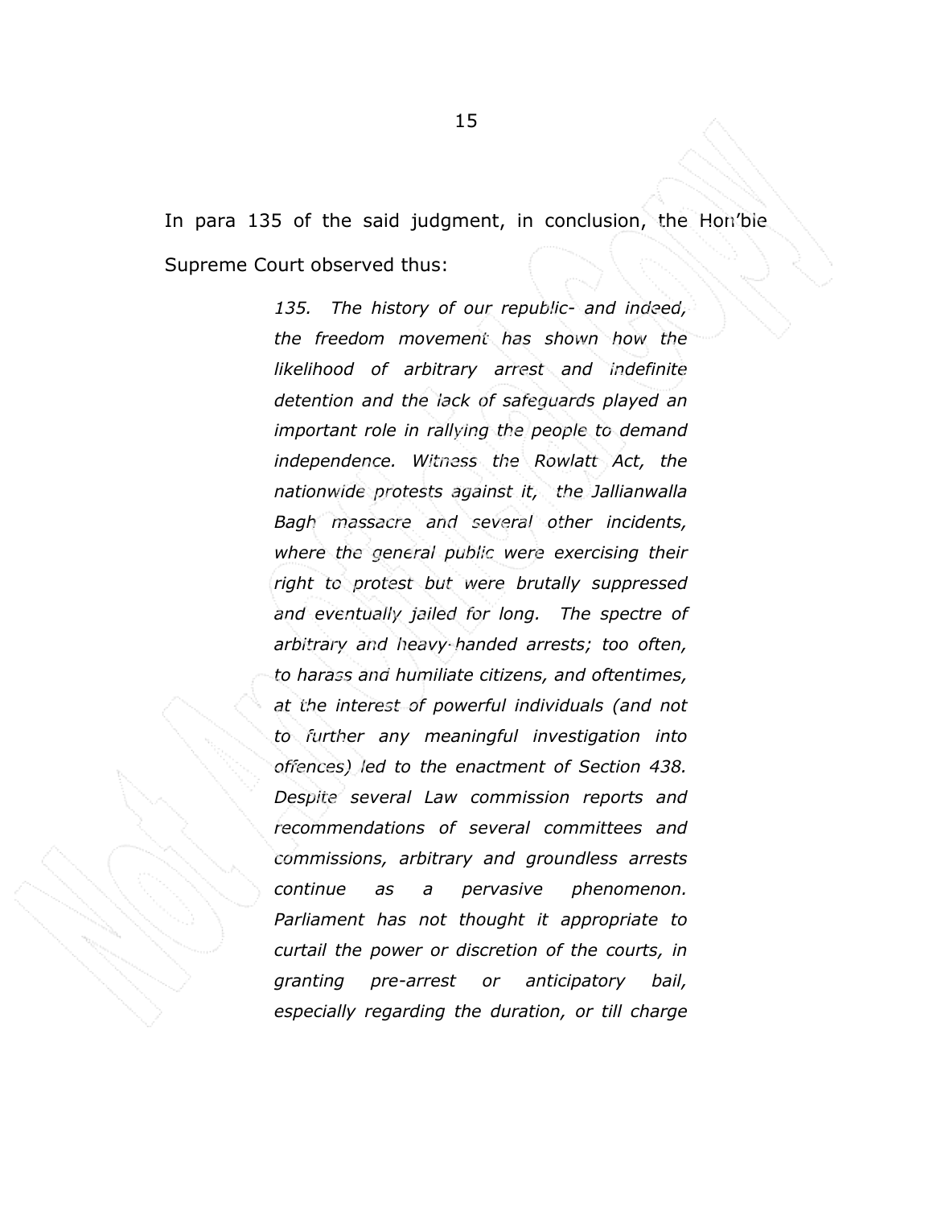In para 135 of the said judgment, in conclusion, the Hon'ble Supreme Court observed thus:

> *135. The history of our republic- and indeed, the freedom movement has shown how the likelihood of arbitrary arrest and indefinite detention and the lack of safeguards played an important role in rallying the people to demand independence. Witness the Rowlatt Act, the nationwide protests against it, the Jallianwalla Bagh massacre and several other incidents, where the general public were exercising their right to protest but were brutally suppressed and eventually jailed for long. The spectre of arbitrary and heavy-handed arrests; too often, to harass and humiliate citizens, and oftentimes, at the interest of powerful individuals (and not to further any meaningful investigation into offences) led to the enactment of Section 438. Despite several Law commission reports and recommendations of several committees and commissions, arbitrary and groundless arrests continue as a pervasive phenomenon. Parliament has not thought it appropriate to curtail the power or discretion of the courts, in granting pre-arrest or anticipatory bail, especially regarding the duration, or till charge*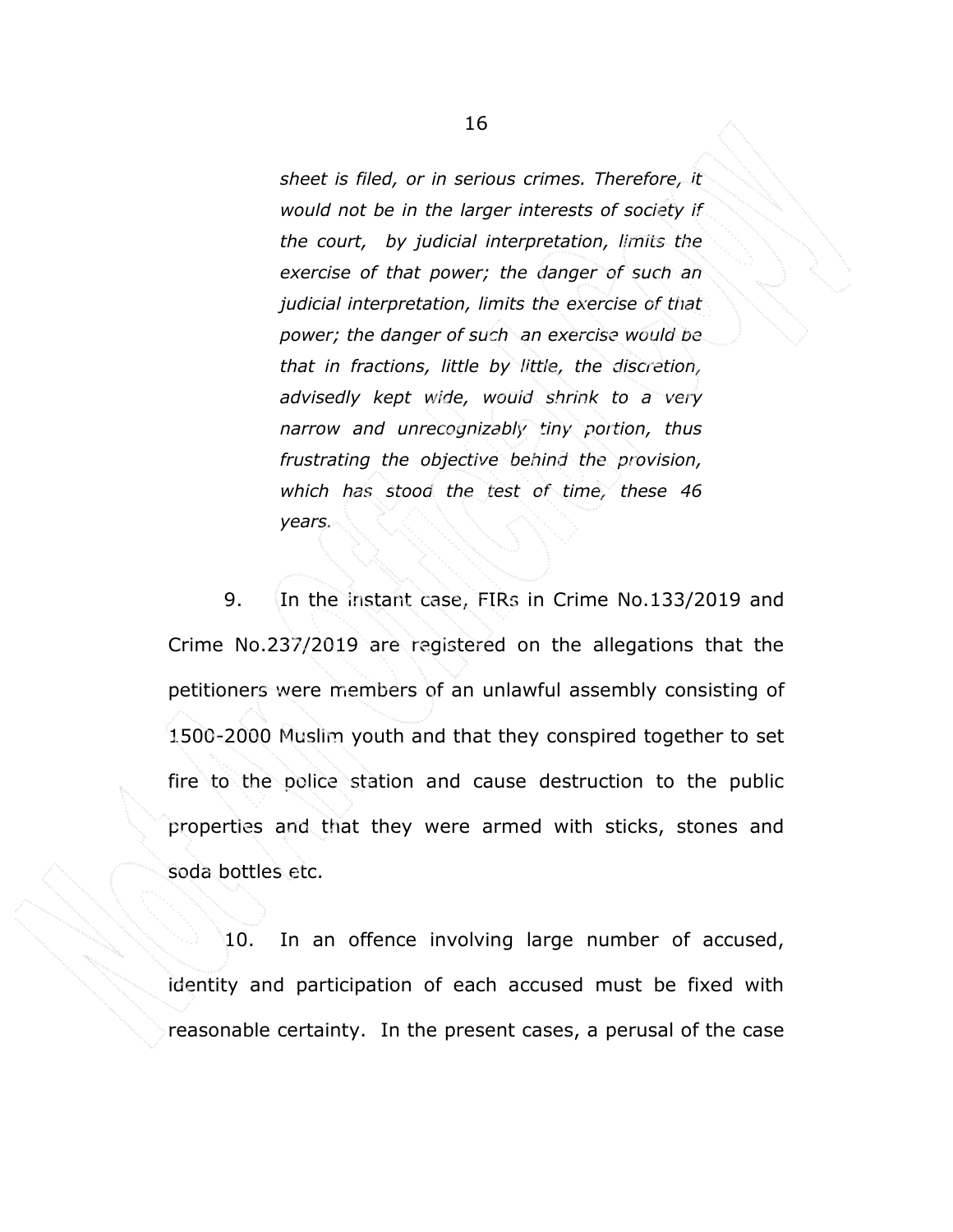*sheet is filed, or in serious crimes. Therefore, it would not be in the larger interests of society if the court, by judicial interpretation, limits the exercise of that power; the danger of such an judicial interpretation, limits the exercise of that power; the danger of such an exercise would be that in fractions, little by little, the discretion, advisedly kept wide, would shrink to a very narrow and unrecognizably tiny portion, thus frustrating the objective behind the provision, which has stood the test of time, these 46 years.*

9. In the instant case, FIRs in Crime No.133/2019 and Crime No.237/2019 are registered on the allegations that the petitioners were members of an unlawful assembly consisting of 1500-2000 Muslim youth and that they conspired together to set fire to the police station and cause destruction to the public properties and that they were armed with sticks, stones and soda bottles etc.

10. In an offence involving large number of accused, identity and participation of each accused must be fixed with reasonable certainty. In the present cases, a perusal of the case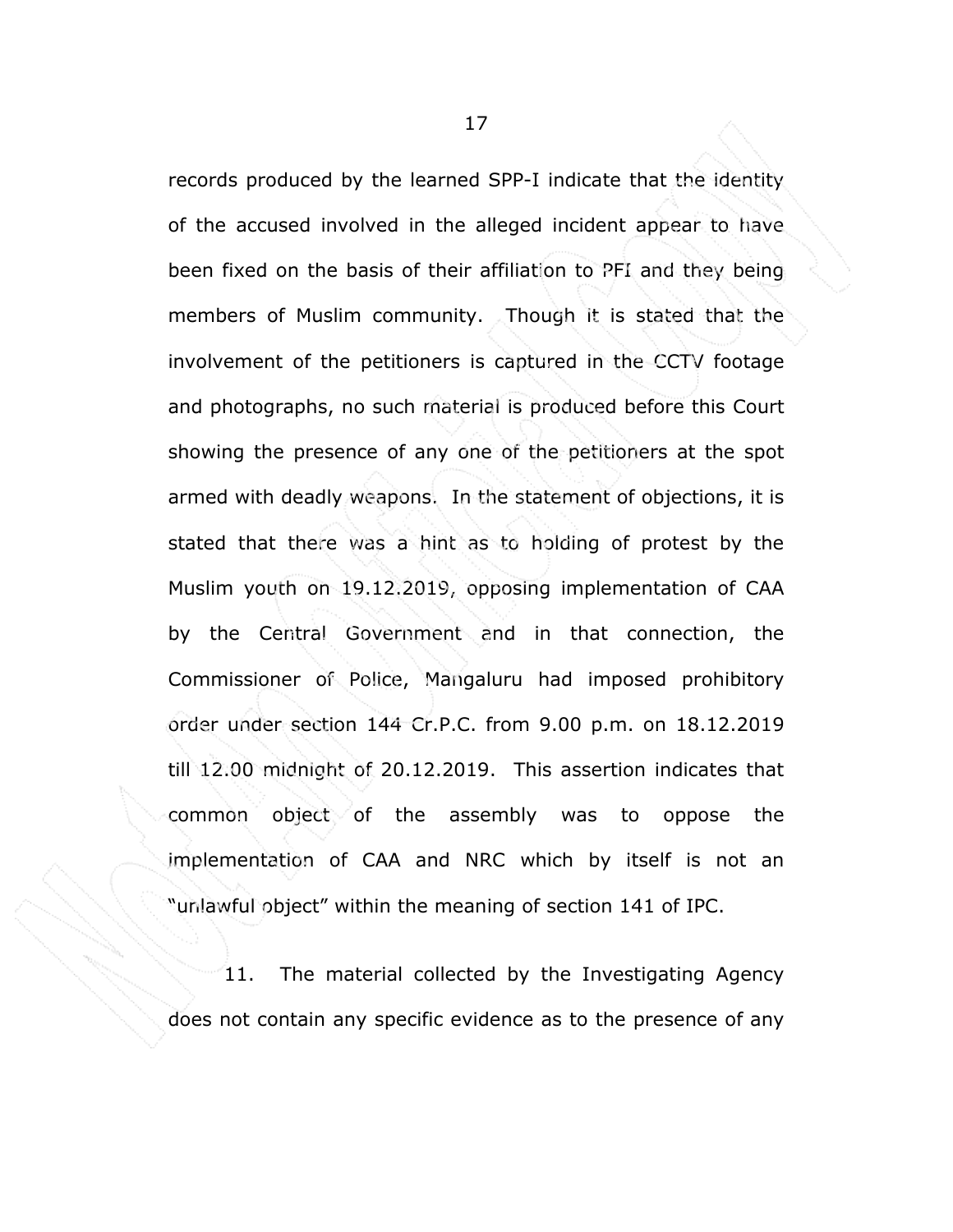records produced by the learned SPP-I indicate that the identity of the accused involved in the alleged incident appear to have been fixed on the basis of their affiliation to PFI and they being members of Muslim community. Though it is stated that the involvement of the petitioners is captured in the CCTV footage and photographs, no such material is produced before this Court showing the presence of any one of the petitioners at the spot armed with deadly weapons. In the statement of objections, it is stated that there was a hint as to holding of protest by the Muslim youth on 19.12.2019, opposing implementation of CAA by the Central Government and in that connection, the Commissioner of Police, Mangaluru had imposed prohibitory order under section 144 Cr.P.C. from 9.00 p.m. on 18.12.2019 till 12.00 midnight of 20.12.2019. This assertion indicates that common object of the assembly was to oppose the implementation of CAA and NRC which by itself is not an "unlawful object" within the meaning of section 141 of IPC.

11. The material collected by the Investigating Agency does not contain any specific evidence as to the presence of any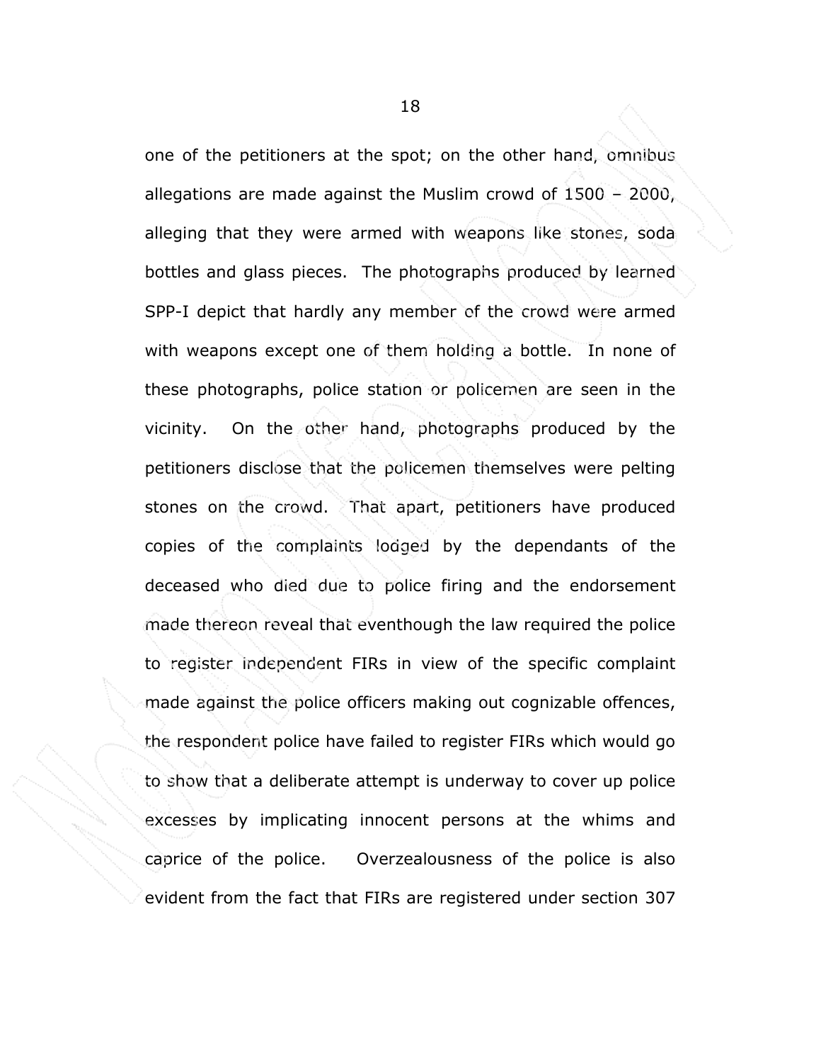one of the petitioners at the spot; on the other hand, omnibus allegations are made against the Muslim crowd of 1500 – 2000, alleging that they were armed with weapons like stones, soda bottles and glass pieces. The photographs produced by learned SPP-I depict that hardly any member of the crowd were armed with weapons except one of them holding a bottle. In none of these photographs, police station or policemen are seen in the vicinity. On the other hand, photographs produced by the petitioners disclose that the policemen themselves were pelting stones on the crowd. That apart, petitioners have produced copies of the complaints lodged by the dependants of the deceased who died due to police firing and the endorsement made thereon reveal that eventhough the law required the police to register independent FIRs in view of the specific complaint made against the police officers making out cognizable offences, the respondent police have failed to register FIRs which would go to show that a deliberate attempt is underway to cover up police excesses by implicating innocent persons at the whims and caprice of the police. Overzealousness of the police is also evident from the fact that FIRs are registered under section 307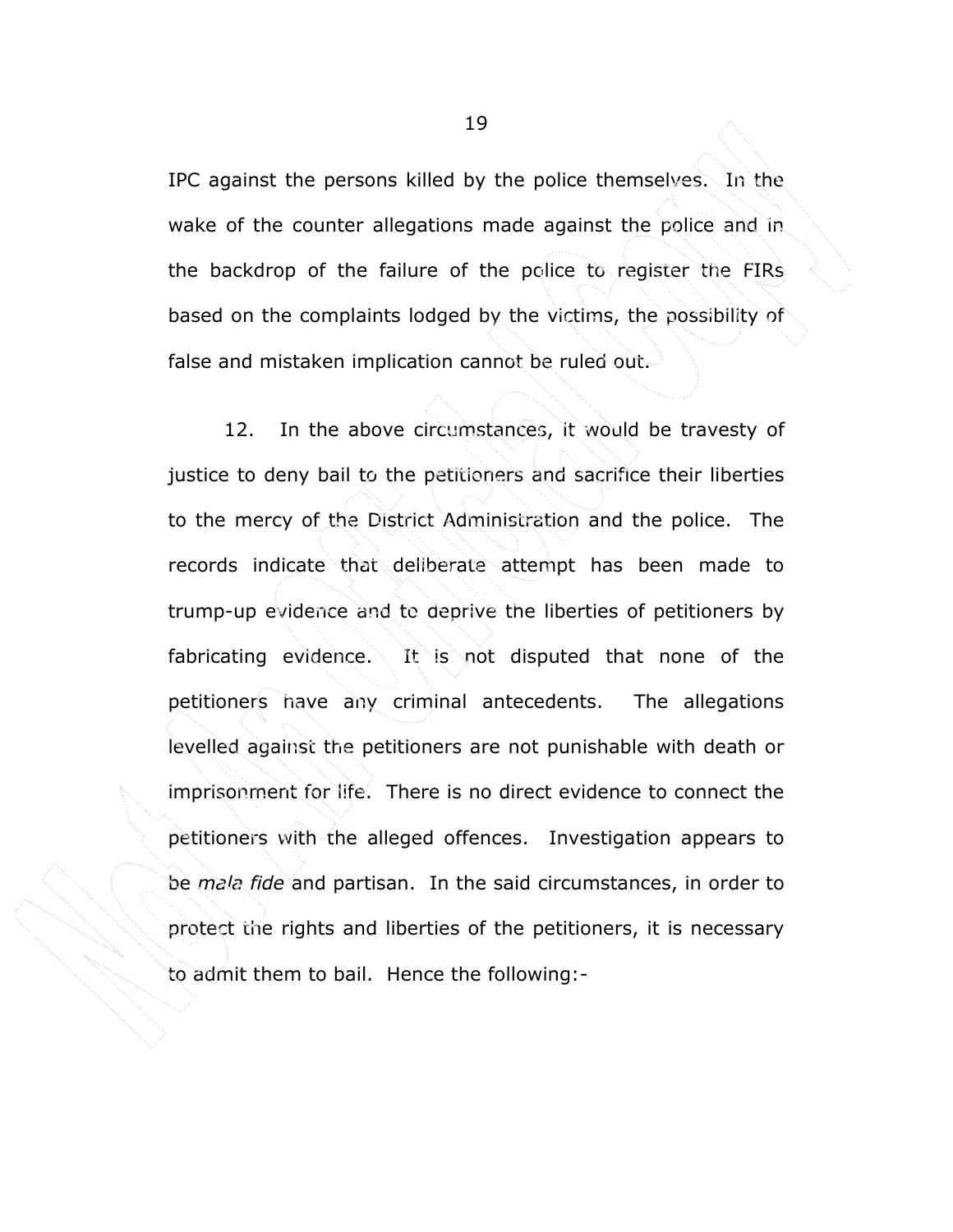IPC against the persons killed by the police themselves. In the wake of the counter allegations made against the police and in the backdrop of the failure of the police to register the FIRs based on the complaints lodged by the victims, the possibility of false and mistaken implication cannot be ruled out.

12. In the above circumstances, it would be travesty of justice to deny bail to the petitioners and sacrifice their liberties to the mercy of the District Administration and the police. The records indicate that deliberate attempt has been made to trump-up evidence and to deprive the liberties of petitioners by fabricating evidence. It is not disputed that none of the petitioners have any criminal antecedents. The allegations levelled against the petitioners are not punishable with death or imprisonment for life. There is no direct evidence to connect the petitioners with the alleged offences. Investigation appears to be *mala fide* and partisan. In the said circumstances, in order to protect the rights and liberties of the petitioners, it is necessary to admit them to bail. Hence the following:-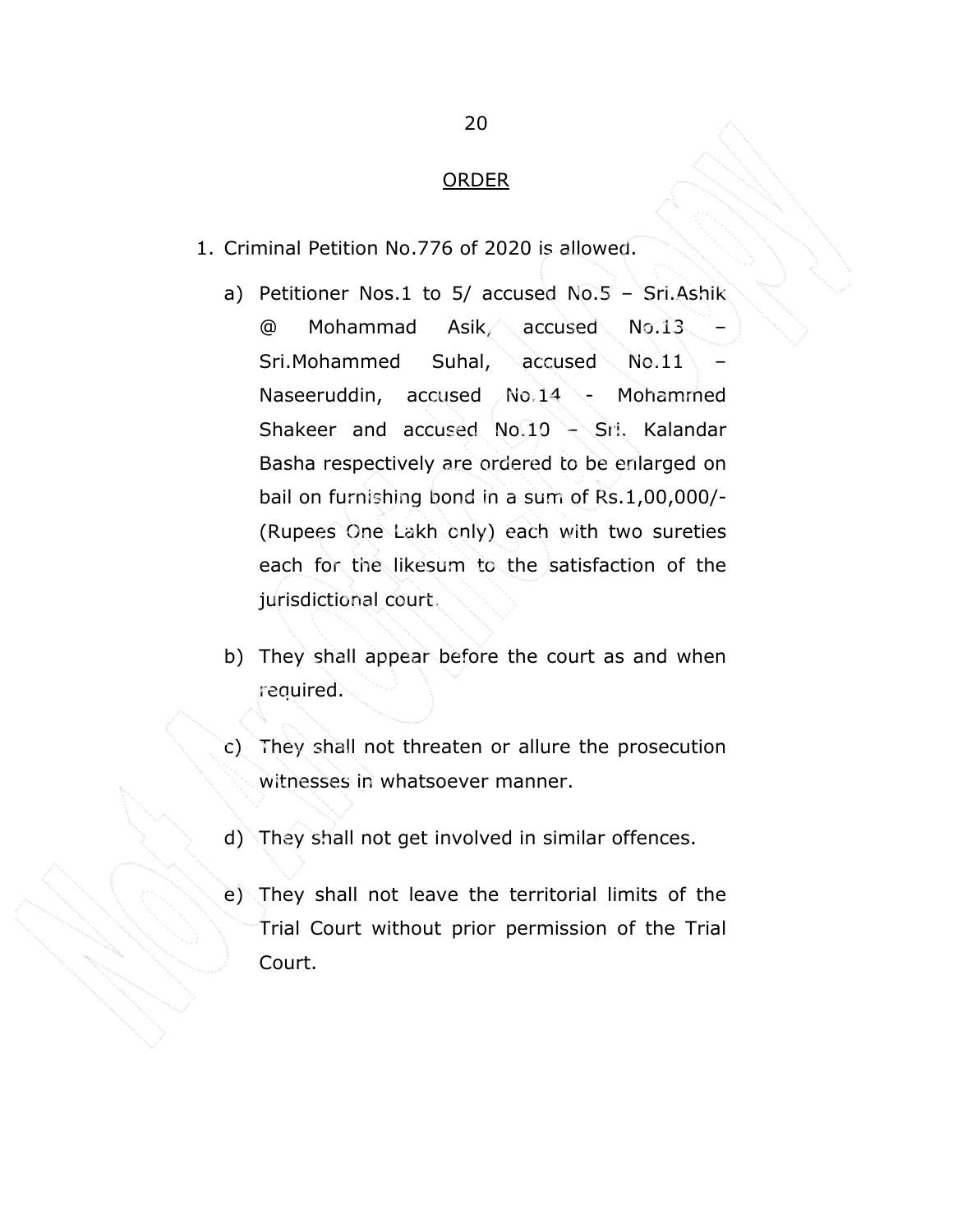## ORDER

1. Criminal Petition No.776 of 2020 is allowed.

   a) Petitioner Nos.1 to 5/ accused No.5 – Sri.Ashik @ Mohammad Asik, accused No.13 – Sri.Mohammed Suhal, accused No.11 – Naseeruddin, accused No.14 - Mohammed Shakeer and accused No.10 – Sri. Kalandar Basha respectively are ordered to be enlarged on bail on furnishing bond in a sum of Rs.1,00,000/- (Rupees One Lakh only) each with two sureties each for the likesum to the satisfaction of the jurisdictional court.

   b) They shall appear before the court as and when required.

   c) They shall not threaten or allure the prosecution witnesses in whatsoever manner.

   d) They shall not get involved in similar offences.

   e) They shall not leave the territorial limits of the Trial Court without prior permission of the Trial Court.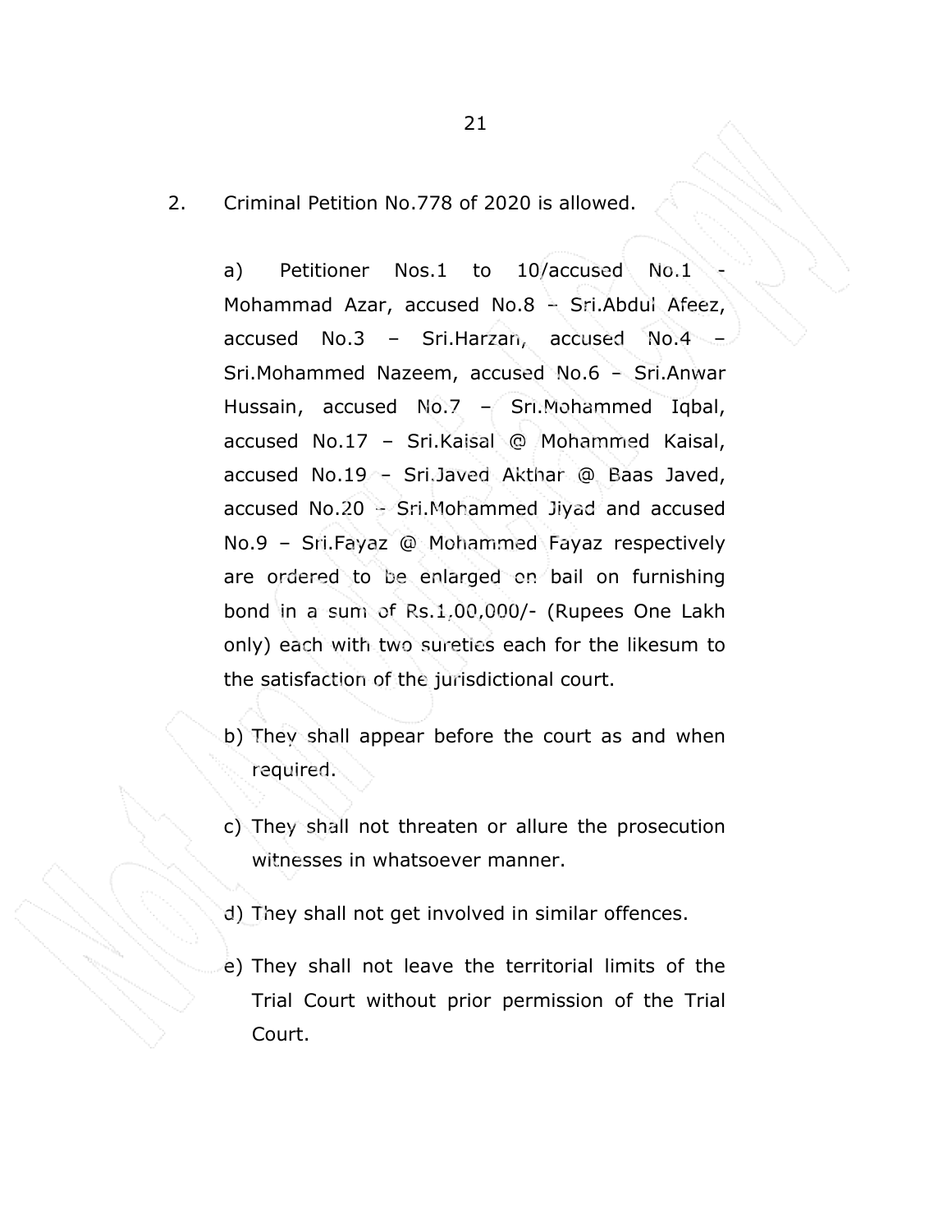2. Criminal Petition No.778 of 2020 is allowed.

   a) Petitioner Nos.1 to 10/accused No.1 - Mohammad Azar, accused No.8 – Sri.Abdul Afeez, accused No.3 – Sri.Harzan, accused No.4 – Sri.Mohammed Nazeem, accused No.6 – Sri.Anwar Hussain, accused No.7 – Sri.Mohammed Iqbal, accused No.17 – Sri.Kaisal @ Mohammed Kaisal, accused No.19 – Sri.Javed Akthar @ Baas Javed, accused No.20 – Sri.Mohammed Jiyad and accused No.9 – Sri.Fayaz @ Mohammed Fayaz respectively are ordered to be enlarged on bail on furnishing bond in a sum of Rs.1,00,000/- (Rupees One Lakh only) each with two sureties each for the likesum to the satisfaction of the jurisdictional court.

   b) They shall appear before the court as and when required.

   c) They shall not threaten or allure the prosecution witnesses in whatsoever manner.

   d) They shall not get involved in similar offences.

   e) They shall not leave the territorial limits of the Trial Court without prior permission of the Trial Court.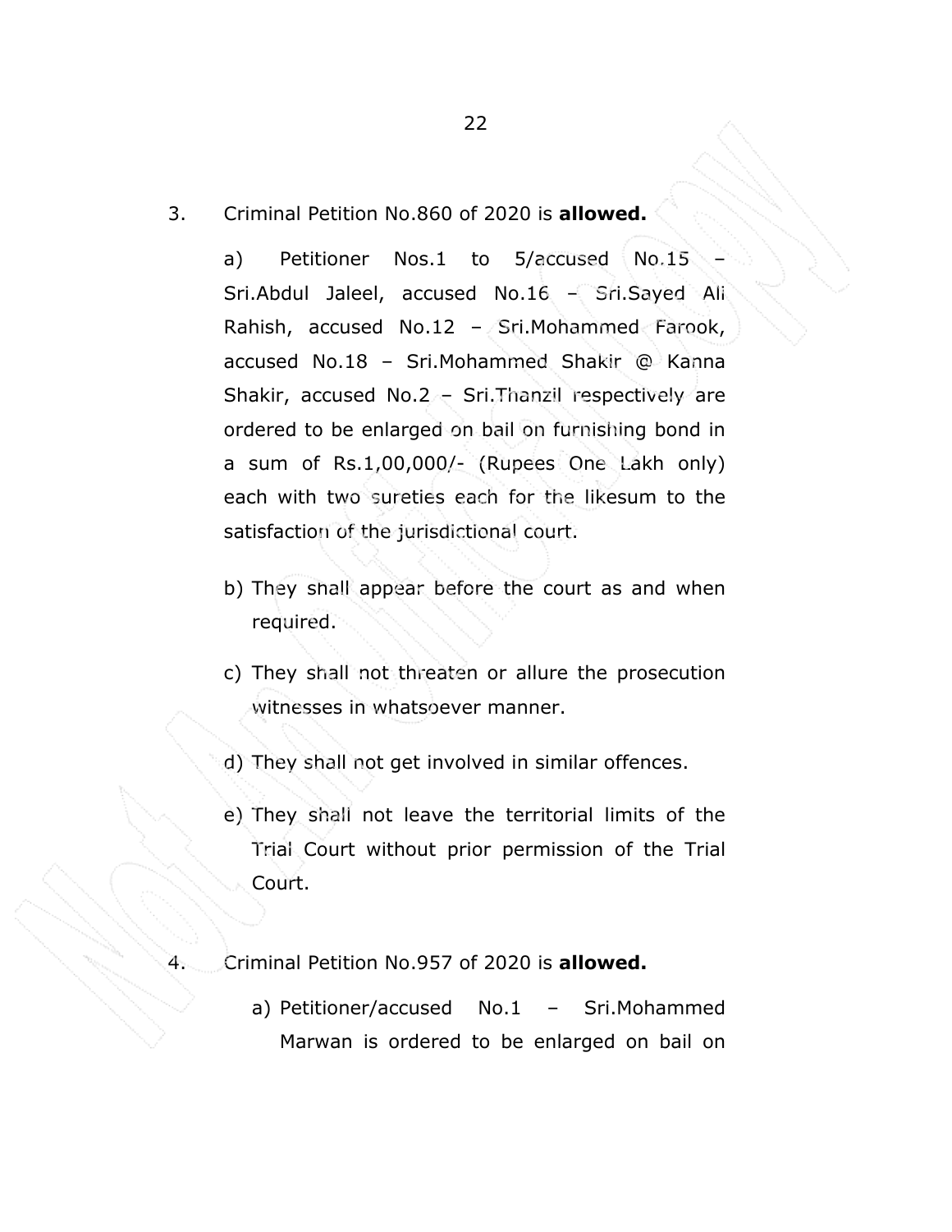3. Criminal Petition No.860 of 2020 is **allowed.**

   a) Petitioner Nos.1 to 5/accused No.15 – Sri.Abdul Jaleel, accused No.16 – Sri.Sayed Ali Rahish, accused No.12 – Sri.Mohammed Farook, accused No.18 – Sri.Mohammed Shakir @ Kanna Shakir, accused No.2 – Sri.Thanzil respectively are ordered to be enlarged on bail on furnishing bond in a sum of Rs.1,00,000/- (Rupees One Lakh only) each with two sureties each for the likesum to the satisfaction of the jurisdictional court.

   b) They shall appear before the court as and when required.

   c) They shall not threaten or allure the prosecution witnesses in whatsoever manner.

   d) They shall not get involved in similar offences.

   e) They shall not leave the territorial limits of the Trial Court without prior permission of the Trial Court.

4. Criminal Petition No.957 of 2020 is **allowed.**

   a) Petitioner/accused No.1 – Sri.Mohammed Marwan is ordered to be enlarged on bail on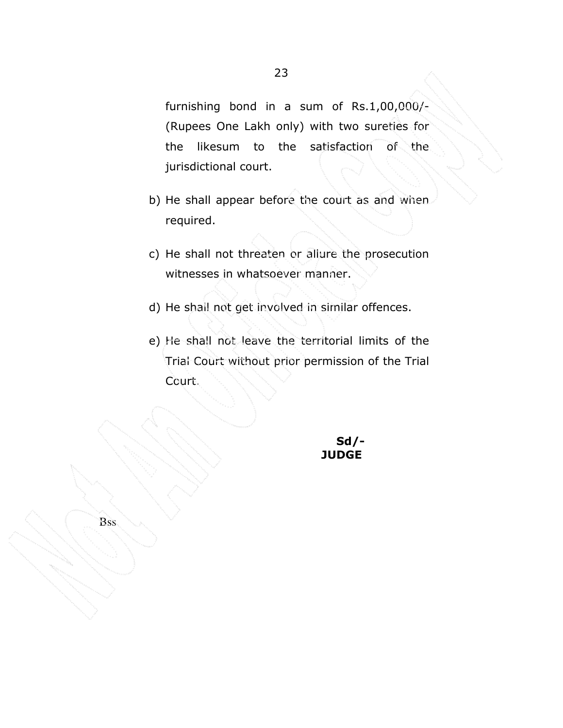furnishing bond in a sum of Rs.1,00,000/- (Rupees One Lakh only) with two sureties for the likesum to the satisfaction of the jurisdictional court.

b) He shall appear before the court as and when required.

c) He shall not threaten or allure the prosecution witnesses in whatsoever manner.

d) He shall not get involved in similar offences.

e) He shall not leave the territorial limits of the Trial Court without prior permission of the Trial Court.

**Sd/-**
**JUDGE**

Bss